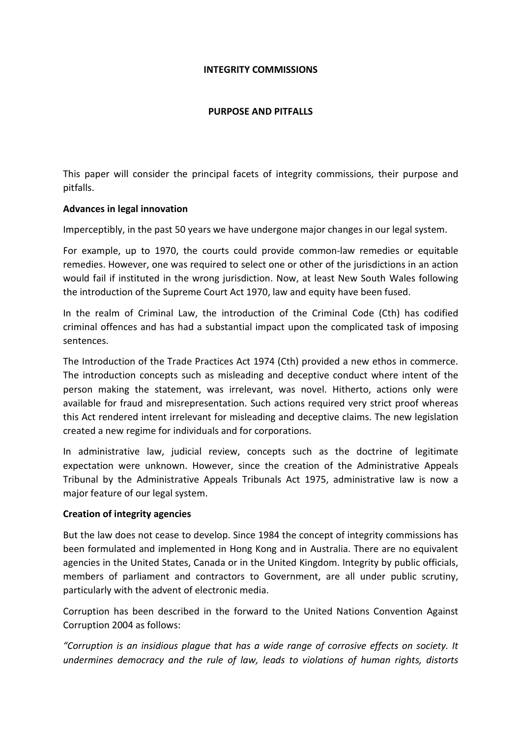**INTEGRITY COMMISSIONS**

**PURPOSE AND PITFALLS**

This paper will consider the principal facets of integrity commissions, their purpose and pitfalls.

**Advances in legal innovation**

Imperceptibly, in the past 50 years we have undergone major changes in our legal system.

For example, up to 1970, the courts could provide common-law remedies or equitable remedies. However, one was required to select one or other of the jurisdictions in an action would fail if instituted in the wrong jurisdiction. Now, at least New South Wales following the introduction of the Supreme Court Act 1970, law and equity have been fused.

In the realm of Criminal Law, the introduction of the Criminal Code (Cth) has codified criminal offences and has had a substantial impact upon the complicated task of imposing sentences.

The Introduction of the Trade Practices Act 1974 (Cth) provided a new ethos in commerce. The introduction concepts such as misleading and deceptive conduct where intent of the person making the statement, was irrelevant, was novel. Hitherto, actions only were available for fraud and misrepresentation. Such actions required very strict proof whereas this Act rendered intent irrelevant for misleading and deceptive claims. The new legislation created a new regime for individuals and for corporations.

In administrative law, judicial review, concepts such as the doctrine of legitimate expectation were unknown. However, since the creation of the Administrative Appeals Tribunal by the Administrative Appeals Tribunals Act 1975, administrative law is now a major feature of our legal system.

**Creation of integrity agencies**

But the law does not cease to develop. Since 1984 the concept of integrity commissions has been formulated and implemented in Hong Kong and in Australia. There are no equivalent agencies in the United States, Canada or in the United Kingdom. Integrity by public officials, members of parliament and contractors to Government, are all under public scrutiny, particularly with the advent of electronic media.

Corruption has been described in the forward to the United Nations Convention Against Corruption 2004 as follows:

*"Corruption is an insidious plague that has a wide range of corrosive effects on society. It undermines democracy and the rule of law, leads to violations of human rights, distorts*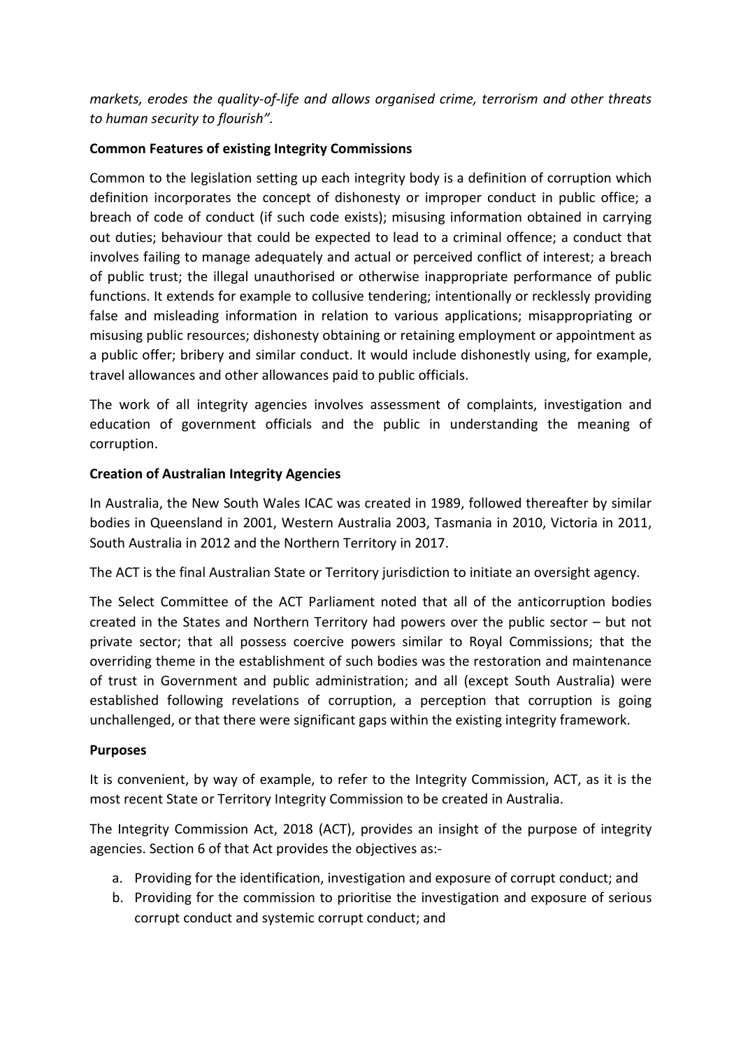*markets, erodes the quality-of-life and allows organised crime, terrorism and other threats to human security to flourish".*

**Common Features of existing Integrity Commissions**

Common to the legislation setting up each integrity body is a definition of corruption which definition incorporates the concept of dishonesty or improper conduct in public office; a breach of code of conduct (if such code exists); misusing information obtained in carrying out duties; behaviour that could be expected to lead to a criminal offence; a conduct that involves failing to manage adequately and actual or perceived conflict of interest; a breach of public trust; the illegal unauthorised or otherwise inappropriate performance of public functions. It extends for example to collusive tendering; intentionally or recklessly providing false and misleading information in relation to various applications; misappropriating or misusing public resources; dishonesty obtaining or retaining employment or appointment as a public offer; bribery and similar conduct. It would include dishonestly using, for example, travel allowances and other allowances paid to public officials.

The work of all integrity agencies involves assessment of complaints, investigation and education of government officials and the public in understanding the meaning of corruption.

**Creation of Australian Integrity Agencies**

In Australia, the New South Wales ICAC was created in 1989, followed thereafter by similar bodies in Queensland in 2001, Western Australia 2003, Tasmania in 2010, Victoria in 2011, South Australia in 2012 and the Northern Territory in 2017.

The ACT is the final Australian State or Territory jurisdiction to initiate an oversight agency.

The Select Committee of the ACT Parliament noted that all of the anticorruption bodies created in the States and Northern Territory had powers over the public sector – but not private sector; that all possess coercive powers similar to Royal Commissions; that the overriding theme in the establishment of such bodies was the restoration and maintenance of trust in Government and public administration; and all (except South Australia) were established following revelations of corruption, a perception that corruption is going unchallenged, or that there were significant gaps within the existing integrity framework.

**Purposes**

It is convenient, by way of example, to refer to the Integrity Commission, ACT, as it is the most recent State or Territory Integrity Commission to be created in Australia.

The Integrity Commission Act, 2018 (ACT), provides an insight of the purpose of integrity agencies. Section 6 of that Act provides the objectives as:-

a. Providing for the identification, investigation and exposure of corrupt conduct; and
b. Providing for the commission to prioritise the investigation and exposure of serious corrupt conduct and systemic corrupt conduct; and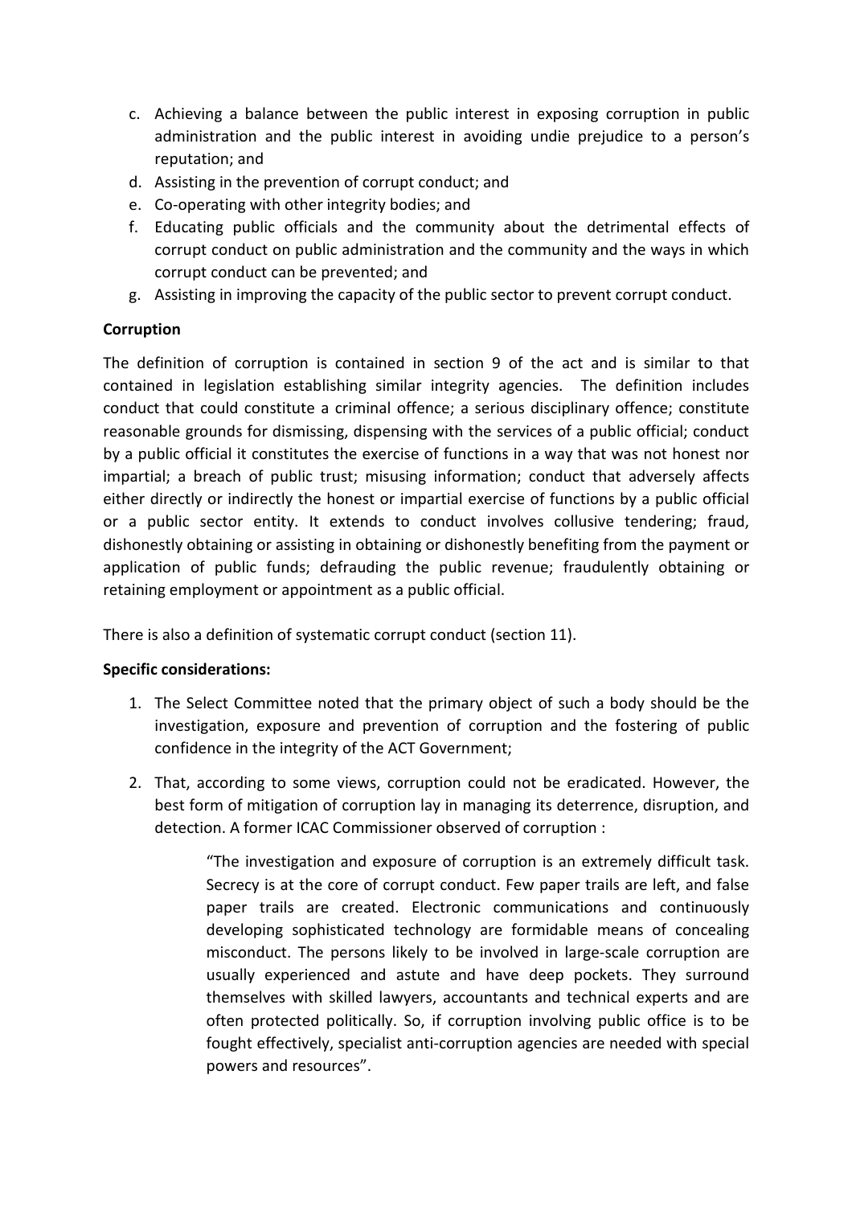c. Achieving a balance between the public interest in exposing corruption in public administration and the public interest in avoiding undie prejudice to a person's reputation; and
d. Assisting in the prevention of corrupt conduct; and
e. Co-operating with other integrity bodies; and
f. Educating public officials and the community about the detrimental effects of corrupt conduct on public administration and the community and the ways in which corrupt conduct can be prevented; and
g. Assisting in improving the capacity of the public sector to prevent corrupt conduct.

**Corruption**

The definition of corruption is contained in section 9 of the act and is similar to that contained in legislation establishing similar integrity agencies. The definition includes conduct that could constitute a criminal offence; a serious disciplinary offence; constitute reasonable grounds for dismissing, dispensing with the services of a public official; conduct by a public official it constitutes the exercise of functions in a way that was not honest nor impartial; a breach of public trust; misusing information; conduct that adversely affects either directly or indirectly the honest or impartial exercise of functions by a public official or a public sector entity. It extends to conduct involves collusive tendering; fraud, dishonestly obtaining or assisting in obtaining or dishonestly benefiting from the payment or application of public funds; defrauding the public revenue; fraudulently obtaining or retaining employment or appointment as a public official.

There is also a definition of systematic corrupt conduct (section 11).

**Specific considerations:**

1. The Select Committee noted that the primary object of such a body should be the investigation, exposure and prevention of corruption and the fostering of public confidence in the integrity of the ACT Government;
2. That, according to some views, corruption could not be eradicated. However, the best form of mitigation of corruption lay in managing its deterrence, disruption, and detection. A former ICAC Commissioner observed of corruption :

   > "The investigation and exposure of corruption is an extremely difficult task. Secrecy is at the core of corrupt conduct. Few paper trails are left, and false paper trails are created. Electronic communications and continuously developing sophisticated technology are formidable means of concealing misconduct. The persons likely to be involved in large-scale corruption are usually experienced and astute and have deep pockets. They surround themselves with skilled lawyers, accountants and technical experts and are often protected politically. So, if corruption involving public office is to be fought effectively, specialist anti-corruption agencies are needed with special powers and resources".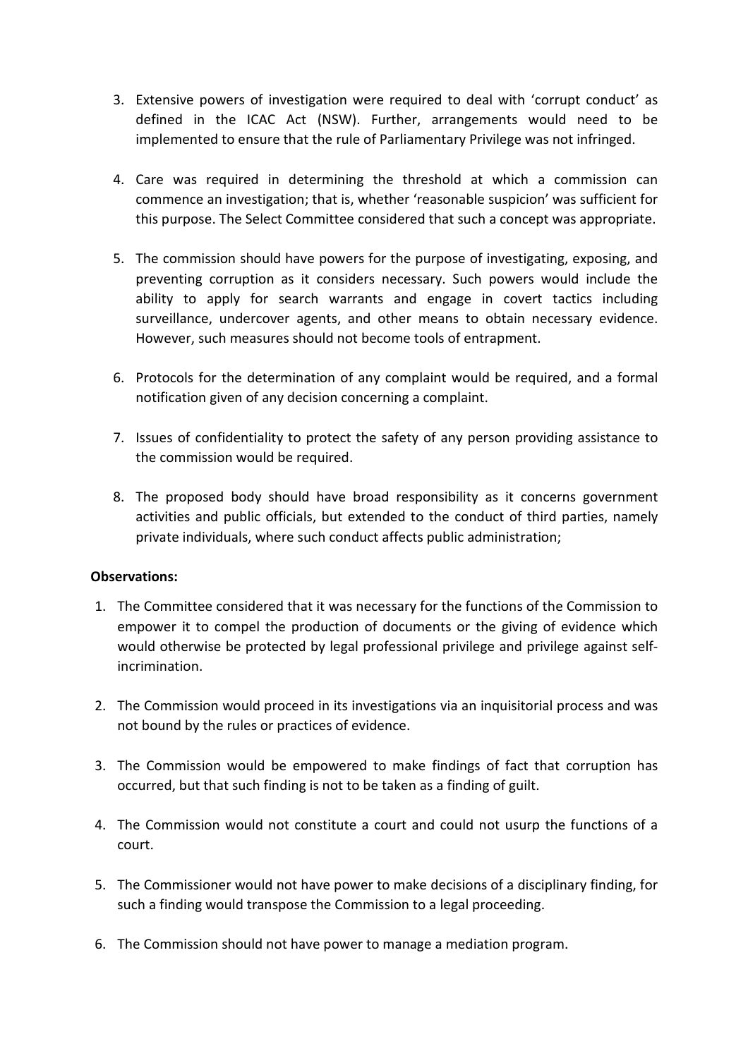3. Extensive powers of investigation were required to deal with 'corrupt conduct' as defined in the ICAC Act (NSW). Further, arrangements would need to be implemented to ensure that the rule of Parliamentary Privilege was not infringed.

4. Care was required in determining the threshold at which a commission can commence an investigation; that is, whether 'reasonable suspicion' was sufficient for this purpose. The Select Committee considered that such a concept was appropriate.

5. The commission should have powers for the purpose of investigating, exposing, and preventing corruption as it considers necessary. Such powers would include the ability to apply for search warrants and engage in covert tactics including surveillance, undercover agents, and other means to obtain necessary evidence. However, such measures should not become tools of entrapment.

6. Protocols for the determination of any complaint would be required, and a formal notification given of any decision concerning a complaint.

7. Issues of confidentiality to protect the safety of any person providing assistance to the commission would be required.

8. The proposed body should have broad responsibility as it concerns government activities and public officials, but extended to the conduct of third parties, namely private individuals, where such conduct affects public administration;

**Observations:**

1. The Committee considered that it was necessary for the functions of the Commission to empower it to compel the production of documents or the giving of evidence which would otherwise be protected by legal professional privilege and privilege against self-incrimination.

2. The Commission would proceed in its investigations via an inquisitorial process and was not bound by the rules or practices of evidence.

3. The Commission would be empowered to make findings of fact that corruption has occurred, but that such finding is not to be taken as a finding of guilt.

4. The Commission would not constitute a court and could not usurp the functions of a court.

5. The Commissioner would not have power to make decisions of a disciplinary finding, for such a finding would transpose the Commission to a legal proceeding.

6. The Commission should not have power to manage a mediation program.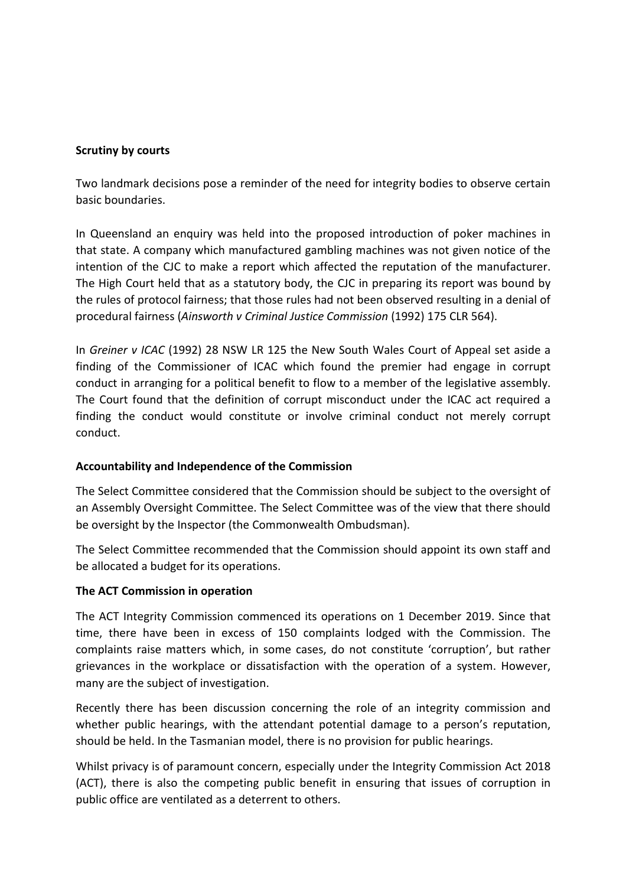**Scrutiny by courts**

Two landmark decisions pose a reminder of the need for integrity bodies to observe certain basic boundaries.

In Queensland an enquiry was held into the proposed introduction of poker machines in that state. A company which manufactured gambling machines was not given notice of the intention of the CJC to make a report which affected the reputation of the manufacturer. The High Court held that as a statutory body, the CJC in preparing its report was bound by the rules of protocol fairness; that those rules had not been observed resulting in a denial of procedural fairness (*Ainsworth v Criminal Justice Commission* (1992) 175 CLR 564).

In *Greiner v ICAC* (1992) 28 NSW LR 125 the New South Wales Court of Appeal set aside a finding of the Commissioner of ICAC which found the premier had engage in corrupt conduct in arranging for a political benefit to flow to a member of the legislative assembly. The Court found that the definition of corrupt misconduct under the ICAC act required a finding the conduct would constitute or involve criminal conduct not merely corrupt conduct.

**Accountability and Independence of the Commission**

The Select Committee considered that the Commission should be subject to the oversight of an Assembly Oversight Committee. The Select Committee was of the view that there should be oversight by the Inspector (the Commonwealth Ombudsman).

The Select Committee recommended that the Commission should appoint its own staff and be allocated a budget for its operations.

**The ACT Commission in operation**

The ACT Integrity Commission commenced its operations on 1 December 2019. Since that time, there have been in excess of 150 complaints lodged with the Commission. The complaints raise matters which, in some cases, do not constitute 'corruption', but rather grievances in the workplace or dissatisfaction with the operation of a system. However, many are the subject of investigation.

Recently there has been discussion concerning the role of an integrity commission and whether public hearings, with the attendant potential damage to a person's reputation, should be held. In the Tasmanian model, there is no provision for public hearings.

Whilst privacy is of paramount concern, especially under the Integrity Commission Act 2018 (ACT), there is also the competing public benefit in ensuring that issues of corruption in public office are ventilated as a deterrent to others.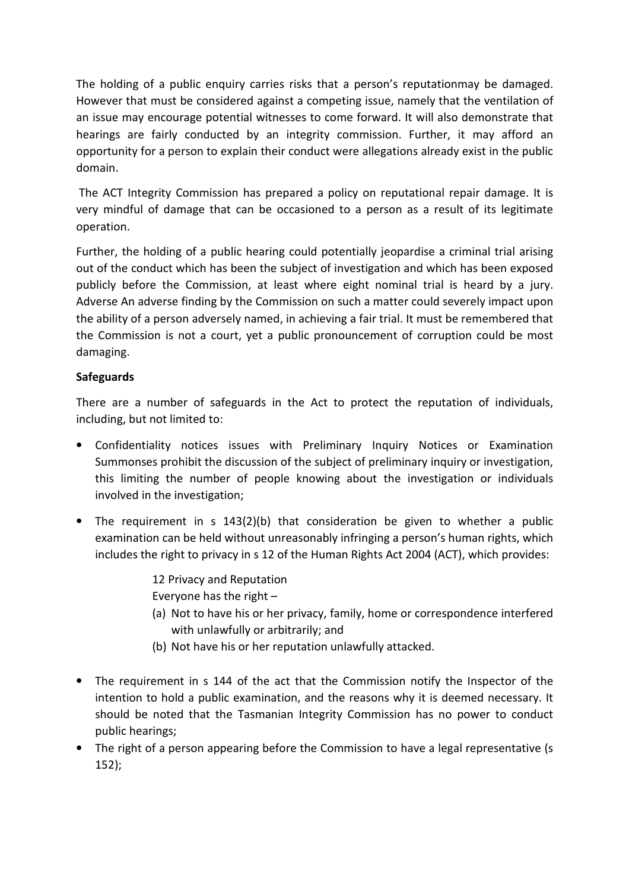The holding of a public enquiry carries risks that a person's reputationmay be damaged. However that must be considered against a competing issue, namely that the ventilation of an issue may encourage potential witnesses to come forward. It will also demonstrate that hearings are fairly conducted by an integrity commission. Further, it may afford an opportunity for a person to explain their conduct were allegations already exist in the public domain.

The ACT Integrity Commission has prepared a policy on reputational repair damage. It is very mindful of damage that can be occasioned to a person as a result of its legitimate operation.

Further, the holding of a public hearing could potentially jeopardise a criminal trial arising out of the conduct which has been the subject of investigation and which has been exposed publicly before the Commission, at least where eight nominal trial is heard by a jury. Adverse An adverse finding by the Commission on such a matter could severely impact upon the ability of a person adversely named, in achieving a fair trial. It must be remembered that the Commission is not a court, yet a public pronouncement of corruption could be most damaging.

**Safeguards**

There are a number of safeguards in the Act to protect the reputation of individuals, including, but not limited to:

- Confidentiality notices issues with Preliminary Inquiry Notices or Examination Summonses prohibit the discussion of the subject of preliminary inquiry or investigation, this limiting the number of people knowing about the investigation or individuals involved in the investigation;
- The requirement in s 143(2)(b) that consideration be given to whether a public examination can be held without unreasonably infringing a person's human rights, which includes the right to privacy in s 12 of the Human Rights Act 2004 (ACT), which provides:

  12 Privacy and Reputation
  Everyone has the right –
  (a) Not to have his or her privacy, family, home or correspondence interfered with unlawfully or arbitrarily; and
  (b) Not have his or her reputation unlawfully attacked.

- The requirement in s 144 of the act that the Commission notify the Inspector of the intention to hold a public examination, and the reasons why it is deemed necessary. It should be noted that the Tasmanian Integrity Commission has no power to conduct public hearings;
- The right of a person appearing before the Commission to have a legal representative (s 152);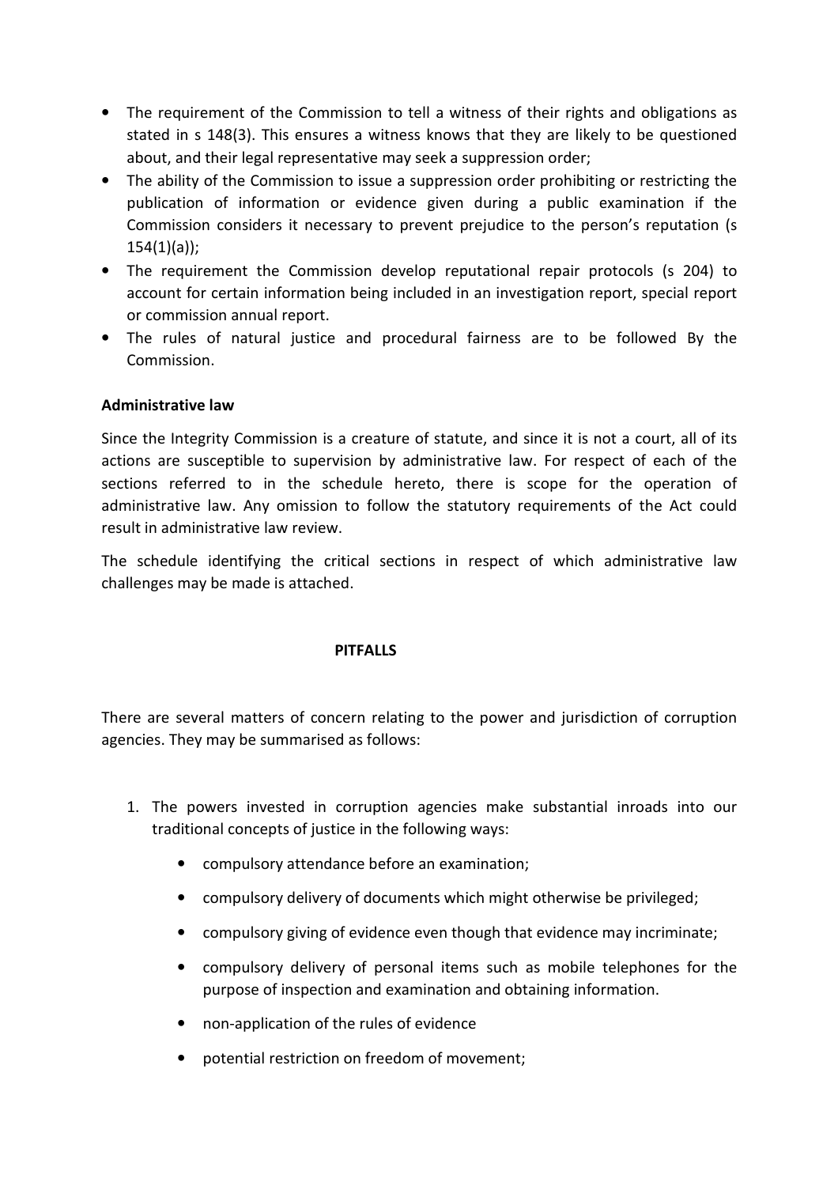- The requirement of the Commission to tell a witness of their rights and obligations as stated in s 148(3). This ensures a witness knows that they are likely to be questioned about, and their legal representative may seek a suppression order;
- The ability of the Commission to issue a suppression order prohibiting or restricting the publication of information or evidence given during a public examination if the Commission considers it necessary to prevent prejudice to the person's reputation (s 154(1)(a));
- The requirement the Commission develop reputational repair protocols (s 204) to account for certain information being included in an investigation report, special report or commission annual report.
- The rules of natural justice and procedural fairness are to be followed By the Commission.

**Administrative law**

Since the Integrity Commission is a creature of statute, and since it is not a court, all of its actions are susceptible to supervision by administrative law. For respect of each of the sections referred to in the schedule hereto, there is scope for the operation of administrative law. Any omission to follow the statutory requirements of the Act could result in administrative law review.

The schedule identifying the critical sections in respect of which administrative law challenges may be made is attached.

**PITFALLS**

There are several matters of concern relating to the power and jurisdiction of corruption agencies. They may be summarised as follows:

1. The powers invested in corruption agencies make substantial inroads into our traditional concepts of justice in the following ways:
   - compulsory attendance before an examination;
   - compulsory delivery of documents which might otherwise be privileged;
   - compulsory giving of evidence even though that evidence may incriminate;
   - compulsory delivery of personal items such as mobile telephones for the purpose of inspection and examination and obtaining information.
   - non-application of the rules of evidence
   - potential restriction on freedom of movement;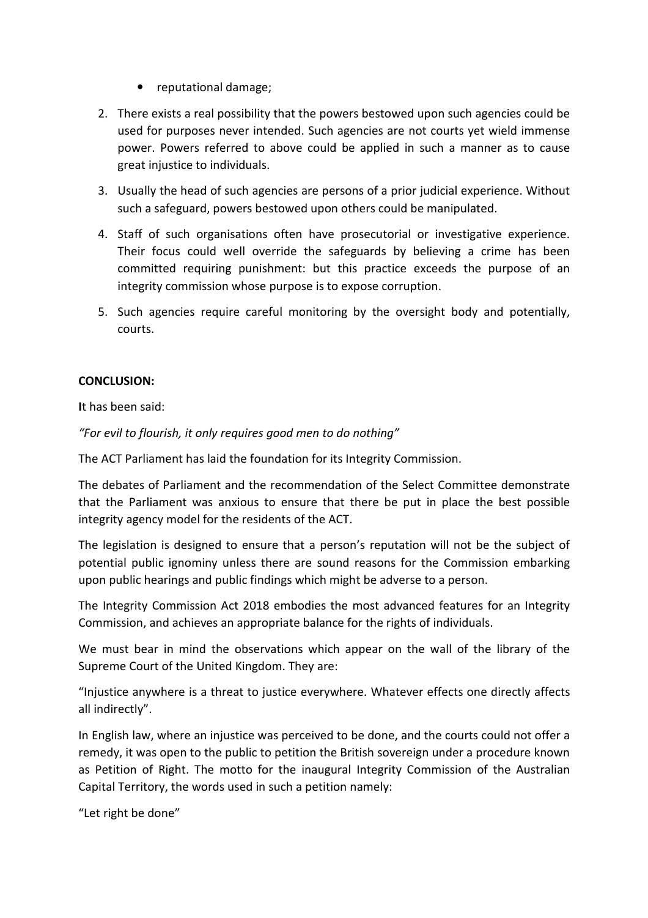- reputational damage;

2. There exists a real possibility that the powers bestowed upon such agencies could be used for purposes never intended. Such agencies are not courts yet wield immense power. Powers referred to above could be applied in such a manner as to cause great injustice to individuals.
3. Usually the head of such agencies are persons of a prior judicial experience. Without such a safeguard, powers bestowed upon others could be manipulated.
4. Staff of such organisations often have prosecutorial or investigative experience. Their focus could well override the safeguards by believing a crime has been committed requiring punishment: but this practice exceeds the purpose of an integrity commission whose purpose is to expose corruption.
5. Such agencies require careful monitoring by the oversight body and potentially, courts.

**CONCLUSION:**

**I**t has been said:

*"For evil to flourish, it only requires good men to do nothing"*

The ACT Parliament has laid the foundation for its Integrity Commission.

The debates of Parliament and the recommendation of the Select Committee demonstrate that the Parliament was anxious to ensure that there be put in place the best possible integrity agency model for the residents of the ACT.

The legislation is designed to ensure that a person's reputation will not be the subject of potential public ignominy unless there are sound reasons for the Commission embarking upon public hearings and public findings which might be adverse to a person.

The Integrity Commission Act 2018 embodies the most advanced features for an Integrity Commission, and achieves an appropriate balance for the rights of individuals.

We must bear in mind the observations which appear on the wall of the library of the Supreme Court of the United Kingdom. They are:

"Injustice anywhere is a threat to justice everywhere. Whatever effects one directly affects all indirectly".

In English law, where an injustice was perceived to be done, and the courts could not offer a remedy, it was open to the public to petition the British sovereign under a procedure known as Petition of Right. The motto for the inaugural Integrity Commission of the Australian Capital Territory, the words used in such a petition namely:

"Let right be done"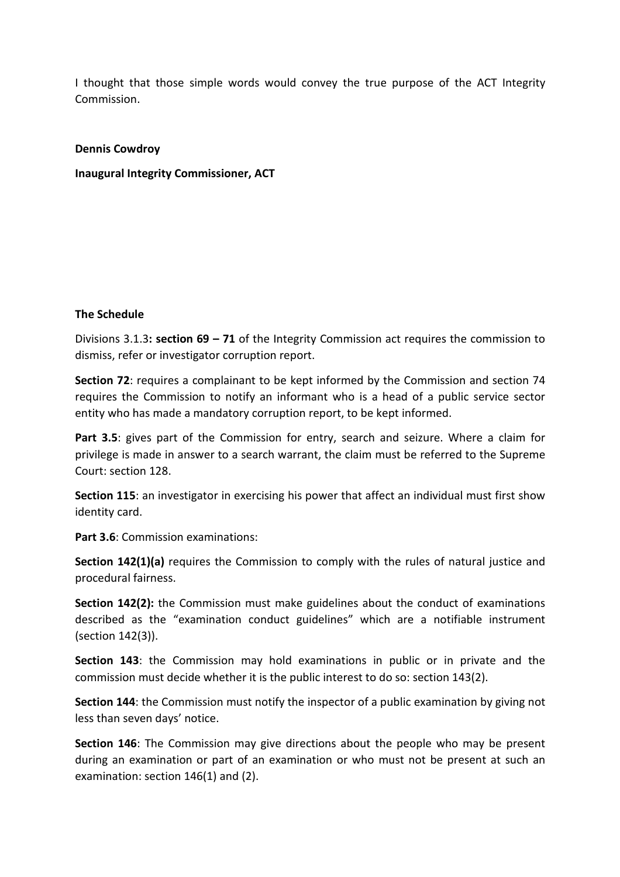I thought that those simple words would convey the true purpose of the ACT Integrity Commission.

**Dennis Cowdroy**

**Inaugural Integrity Commissioner, ACT**

**The Schedule**

Divisions 3.1.3**: section 69 – 71** of the Integrity Commission act requires the commission to dismiss, refer or investigator corruption report.

**Section 72**: requires a complainant to be kept informed by the Commission and section 74 requires the Commission to notify an informant who is a head of a public service sector entity who has made a mandatory corruption report, to be kept informed.

**Part 3.5**: gives part of the Commission for entry, search and seizure. Where a claim for privilege is made in answer to a search warrant, the claim must be referred to the Supreme Court: section 128.

**Section 115**: an investigator in exercising his power that affect an individual must first show identity card.

**Part 3.6**: Commission examinations:

**Section 142(1)(a)** requires the Commission to comply with the rules of natural justice and procedural fairness.

**Section 142(2):** the Commission must make guidelines about the conduct of examinations described as the "examination conduct guidelines" which are a notifiable instrument (section 142(3)).

**Section 143**: the Commission may hold examinations in public or in private and the commission must decide whether it is the public interest to do so: section 143(2).

**Section 144**: the Commission must notify the inspector of a public examination by giving not less than seven days' notice.

**Section 146**: The Commission may give directions about the people who may be present during an examination or part of an examination or who must not be present at such an examination: section 146(1) and (2).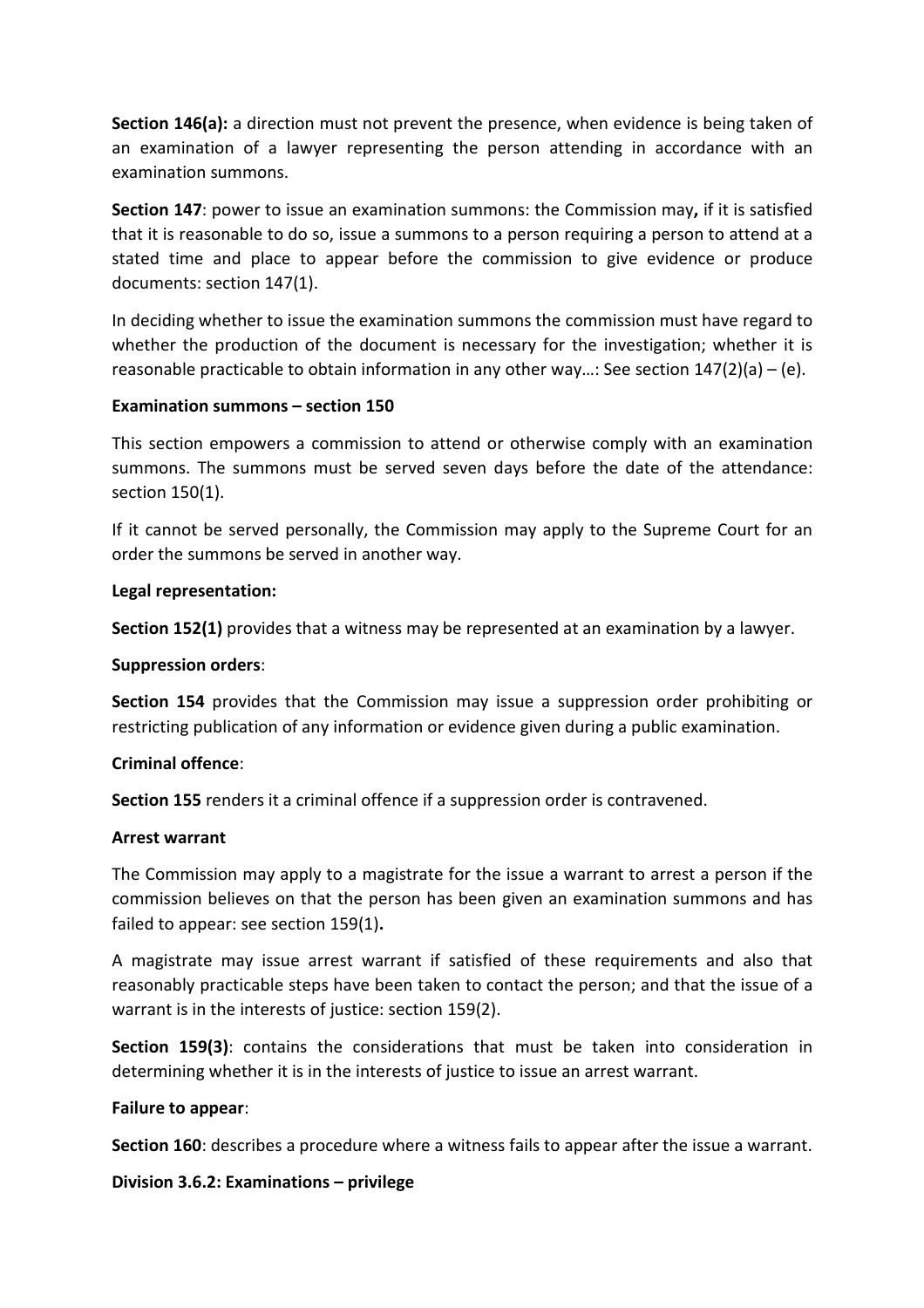**Section 146(a):** a direction must not prevent the presence, when evidence is being taken of an examination of a lawyer representing the person attending in accordance with an examination summons.

**Section 147**: power to issue an examination summons: the Commission may**,** if it is satisfied that it is reasonable to do so, issue a summons to a person requiring a person to attend at a stated time and place to appear before the commission to give evidence or produce documents: section 147(1).

In deciding whether to issue the examination summons the commission must have regard to whether the production of the document is necessary for the investigation; whether it is reasonable practicable to obtain information in any other way…: See section 147(2)(a) – (e).

**Examination summons – section 150**

This section empowers a commission to attend or otherwise comply with an examination summons. The summons must be served seven days before the date of the attendance: section 150(1).

If it cannot be served personally, the Commission may apply to the Supreme Court for an order the summons be served in another way.

**Legal representation:**

**Section 152(1)** provides that a witness may be represented at an examination by a lawyer.

**Suppression orders**:

**Section 154** provides that the Commission may issue a suppression order prohibiting or restricting publication of any information or evidence given during a public examination.

**Criminal offence**:

**Section 155** renders it a criminal offence if a suppression order is contravened.

**Arrest warrant**

The Commission may apply to a magistrate for the issue a warrant to arrest a person if the commission believes on that the person has been given an examination summons and has failed to appear: see section 159(1)**.**

A magistrate may issue arrest warrant if satisfied of these requirements and also that reasonably practicable steps have been taken to contact the person; and that the issue of a warrant is in the interests of justice: section 159(2).

**Section 159(3)**: contains the considerations that must be taken into consideration in determining whether it is in the interests of justice to issue an arrest warrant.

**Failure to appear**:

**Section 160**: describes a procedure where a witness fails to appear after the issue a warrant.

**Division 3.6.2: Examinations – privilege**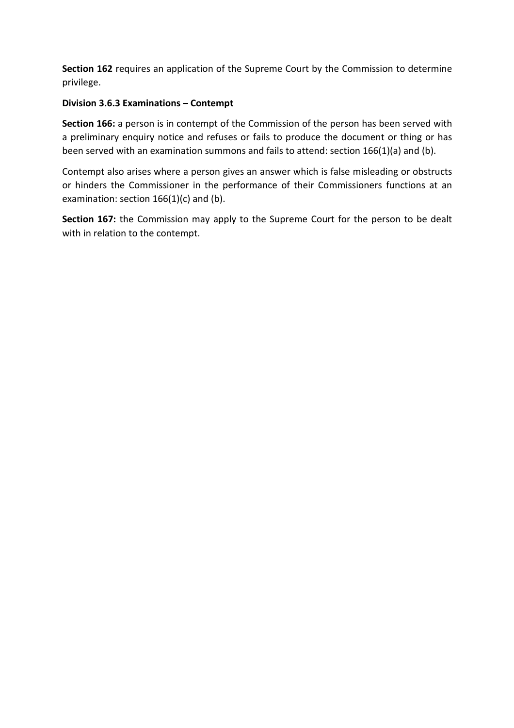**Section 162** requires an application of the Supreme Court by the Commission to determine privilege.

**Division 3.6.3 Examinations – Contempt**

**Section 166:** a person is in contempt of the Commission of the person has been served with a preliminary enquiry notice and refuses or fails to produce the document or thing or has been served with an examination summons and fails to attend: section 166(1)(a) and (b).

Contempt also arises where a person gives an answer which is false misleading or obstructs or hinders the Commissioner in the performance of their Commissioners functions at an examination: section 166(1)(c) and (b).

**Section 167:** the Commission may apply to the Supreme Court for the person to be dealt with in relation to the contempt.